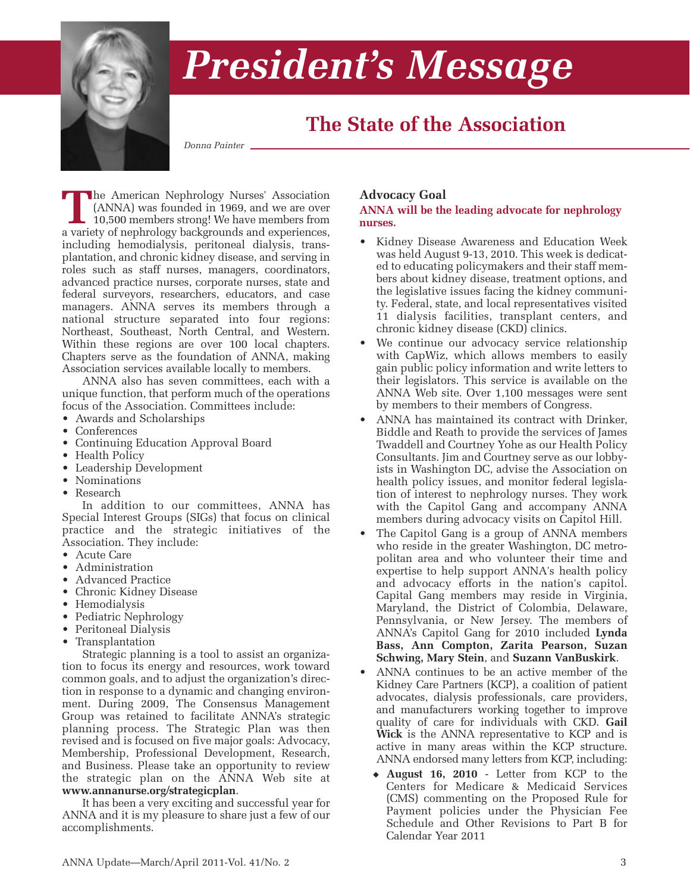# President's Message

## The State of the Association

*Donna Painter*

The American Nephrology Nurses' Association (ANNA) was founded in 1969, and we are over 10,500 members strong! We have members from a variety of nephrology backgrounds and experiences, including hemodialysis, peritoneal dialysis, transplantation, and chronic kidney disease, and serving in roles such as staff nurses, managers, coordinators, advanced practice nurses, corporate nurses, state and federal surveyors, researchers, educators, and case managers. ANNA serves its members through a national structure separated into four regions: Northeast, Southeast, North Central, and Western. Within these regions are over 100 local chapters. Chapters serve as the foundation of ANNA, making Association services available locally to members.

ANNA also has seven committees, each with a unique function, that perform much of the operations focus of the Association. Committees include:

- Awards and Scholarships
- Conferences
- Continuing Education Approval Board
- Health Policy
- Leadership Development
- Nominations
- Research

In addition to our committees, ANNA has Special Interest Groups (SIGs) that focus on clinical practice and the strategic initiatives of the Association. They include:

- Acute Care
- Administration
- Advanced Practice
- Chronic Kidney Disease
- Hemodialysis
- Pediatric Nephrology
- Peritoneal Dialysis
- Transplantation

Strategic planning is a tool to assist an organization to focus its energy and resources, work toward common goals, and to adjust the organization's direction in response to a dynamic and changing environment. During 2009, The Consensus Management Group was retained to facilitate ANNA's strategic planning process. The Strategic Plan was then revised and is focused on five major goals: Advocacy, Membership, Professional Development, Research, and Business. Please take an opportunity to review the strategic plan on the ANNA Web site at **www.annanurse.org/strategicplan**.

It has been a very exciting and successful year for ANNA and it is my pleasure to share just a few of our accomplishments.

### Advocacy Goal

**ANNA will be the leading advocate for nephrology nurses.**

- Kidney Disease Awareness and Education Week was held August 9-13, 2010. This week is dedicated to educating policymakers and their staff members about kidney disease, treatment options, and the legislative issues facing the kidney community. Federal, state, and local representatives visited 11 dialysis facilities, transplant centers, and chronic kidney disease (CKD) clinics.
- We continue our advocacy service relationship with CapWiz, which allows members to easily gain public policy information and write letters to their legislators. This service is available on the ANNA Web site. Over 1,100 messages were sent by members to their members of Congress.
- ANNA has maintained its contract with Drinker, Biddle and Reath to provide the services of James Twaddell and Courtney Yohe as our Health Policy Consultants. Jim and Courtney serve as our lobbyists in Washington DC, advise the Association on health policy issues, and monitor federal legislation of interest to nephrology nurses. They work with the Capitol Gang and accompany ANNA members during advocacy visits on Capitol Hill.
- The Capitol Gang is a group of ANNA members who reside in the greater Washington, DC metropolitan area and who volunteer their time and expertise to help support ANNA's health policy and advocacy efforts in the nation's capitol. Capital Gang members may reside in Virginia, Maryland, the District of Colombia, Delaware, Pennsylvania, or New Jersey. The members of ANNA's Capitol Gang for 2010 included **Lynda Bass, Ann Compton, Zarita Pearson, Suzan Schwing, Mary Stein**, and **Suzann VanBuskirk**.
- ANNA continues to be an active member of the Kidney Care Partners (KCP), a coalition of patient advocates, dialysis professionals, care providers, and manufacturers working together to improve quality of care for individuals with CKD. **Gail Wick** is the ANNA representative to KCP and is active in many areas within the KCP structure. ANNA endorsed many letters from KCP, including:
  - **August 16, 2010** - Letter from KCP to the Centers for Medicare & Medicaid Services (CMS) commenting on the Proposed Rule for Payment policies under the Physician Fee Schedule and Other Revisions to Part B for Calendar Year 2011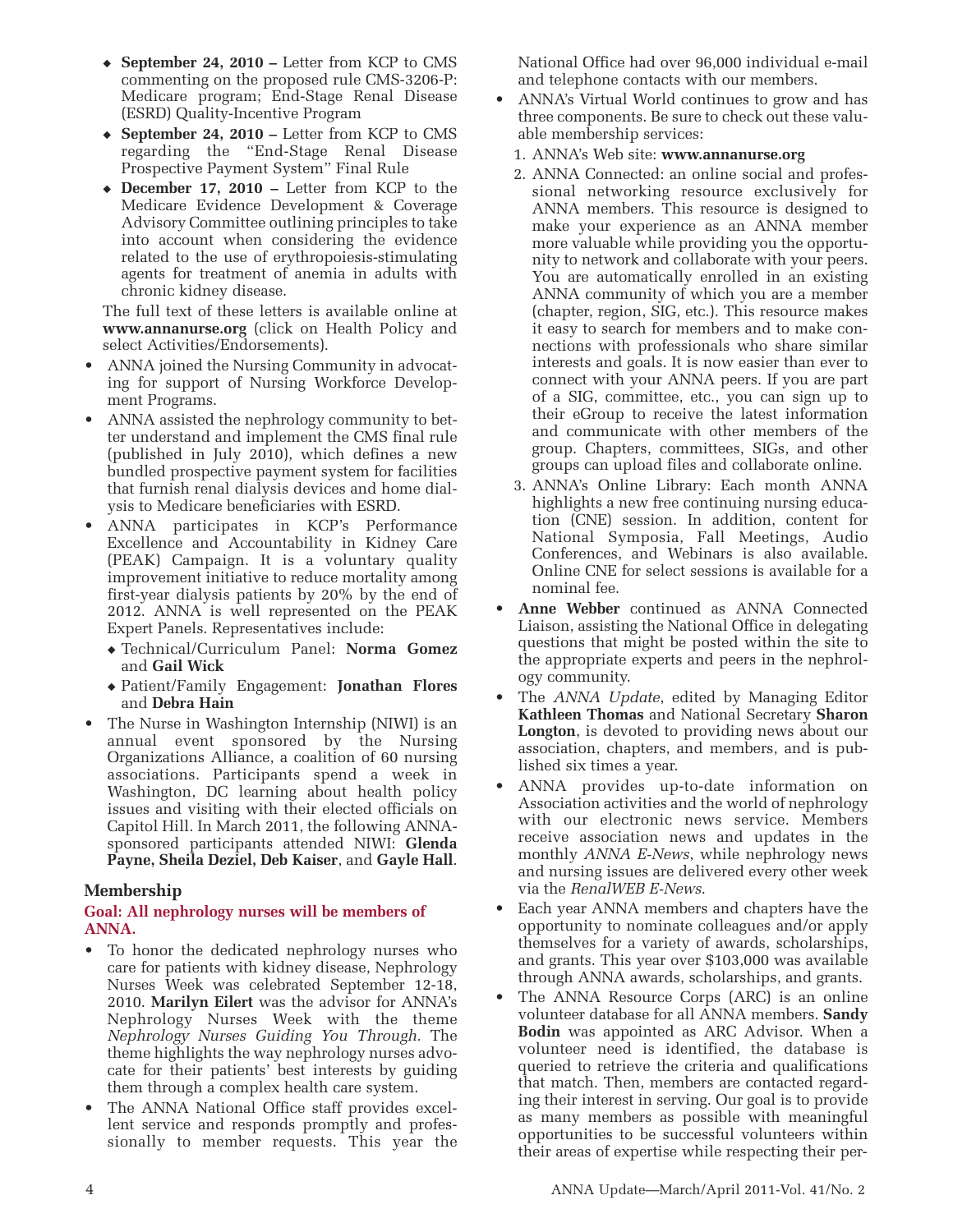- **September 24, 2010 –** Letter from KCP to CMS commenting on the proposed rule CMS-3206-P: Medicare program; End-Stage Renal Disease (ESRD) Quality-Incentive Program
- **September 24, 2010 –** Letter from KCP to CMS regarding the "End-Stage Renal Disease Prospective Payment System" Final Rule
- **December 17, 2010 –** Letter from KCP to the Medicare Evidence Development & Coverage Advisory Committee outlining principles to take into account when considering the evidence related to the use of erythropoiesis-stimulating agents for treatment of anemia in adults with chronic kidney disease.

The full text of these letters is available online at **www.annanurse.org** (click on Health Policy and select Activities/Endorsements).

- ANNA joined the Nursing Community in advocating for support of Nursing Workforce Development Programs.
- ANNA assisted the nephrology community to better understand and implement the CMS final rule (published in July 2010), which defines a new bundled prospective payment system for facilities that furnish renal dialysis devices and home dialysis to Medicare beneficiaries with ESRD.
- ANNA participates in KCP's Performance Excellence and Accountability in Kidney Care (PEAK) Campaign. It is a voluntary quality improvement initiative to reduce mortality among first-year dialysis patients by 20% by the end of 2012. ANNA is well represented on the PEAK Expert Panels. Representatives include:
  - Technical/Curriculum Panel: **Norma Gomez** and **Gail Wick**
  - Patient/Family Engagement: **Jonathan Flores** and **Debra Hain**
- The Nurse in Washington Internship (NIWI) is an annual event sponsored by the Nursing Organizations Alliance, a coalition of 60 nursing associations. Participants spend a week in Washington, DC learning about health policy issues and visiting with their elected officials on Capitol Hill. In March 2011, the following ANNA-sponsored participants attended NIWI: **Glenda Payne, Sheila Deziel, Deb Kaiser**, and **Gayle Hall**.

## Membership

**Goal: All nephrology nurses will be members of ANNA.**

- To honor the dedicated nephrology nurses who care for patients with kidney disease, Nephrology Nurses Week was celebrated September 12-18, 2010. **Marilyn Eilert** was the advisor for ANNA's Nephrology Nurses Week with the theme *Nephrology Nurses Guiding You Through.* The theme highlights the way nephrology nurses advocate for their patients' best interests by guiding them through a complex health care system.
- The ANNA National Office staff provides excellent service and responds promptly and professionally to member requests. This year the National Office had over 96,000 individual e-mail and telephone contacts with our members.
- ANNA's Virtual World continues to grow and has three components. Be sure to check out these valuable membership services:
  1. ANNA's Web site: **www.annanurse.org**
  2. ANNA Connected: an online social and professional networking resource exclusively for ANNA members. This resource is designed to make your experience as an ANNA member more valuable while providing you the opportunity to network and collaborate with your peers. You are automatically enrolled in an existing ANNA community of which you are a member (chapter, region, SIG, etc.). This resource makes it easy to search for members and to make connections with professionals who share similar interests and goals. It is now easier than ever to connect with your ANNA peers. If you are part of a SIG, committee, etc., you can sign up to their eGroup to receive the latest information and communicate with other members of the group. Chapters, committees, SIGs, and other groups can upload files and collaborate online.
  3. ANNA's Online Library: Each month ANNA highlights a new free continuing nursing education (CNE) session. In addition, content for National Symposia, Fall Meetings, Audio Conferences, and Webinars is also available. Online CNE for select sessions is available for a nominal fee.
- **Anne Webber** continued as ANNA Connected Liaison, assisting the National Office in delegating questions that might be posted within the site to the appropriate experts and peers in the nephrology community.
- The *ANNA Update*, edited by Managing Editor **Kathleen Thomas** and National Secretary **Sharon Longton**, is devoted to providing news about our association, chapters, and members, and is published six times a year.
- ANNA provides up-to-date information on Association activities and the world of nephrology with our electronic news service. Members receive association news and updates in the monthly *ANNA E-News*, while nephrology news and nursing issues are delivered every other week via the *RenalWEB E-News*.
- Each year ANNA members and chapters have the opportunity to nominate colleagues and/or apply themselves for a variety of awards, scholarships, and grants. This year over $103,000 was available through ANNA awards, scholarships, and grants.
- The ANNA Resource Corps (ARC) is an online volunteer database for all ANNA members. **Sandy Bodin** was appointed as ARC Advisor. When a volunteer need is identified, the database is queried to retrieve the criteria and qualifications that match. Then, members are contacted regarding their interest in serving. Our goal is to provide as many members as possible with meaningful opportunities to be successful volunteers within their areas of expertise while respecting their per-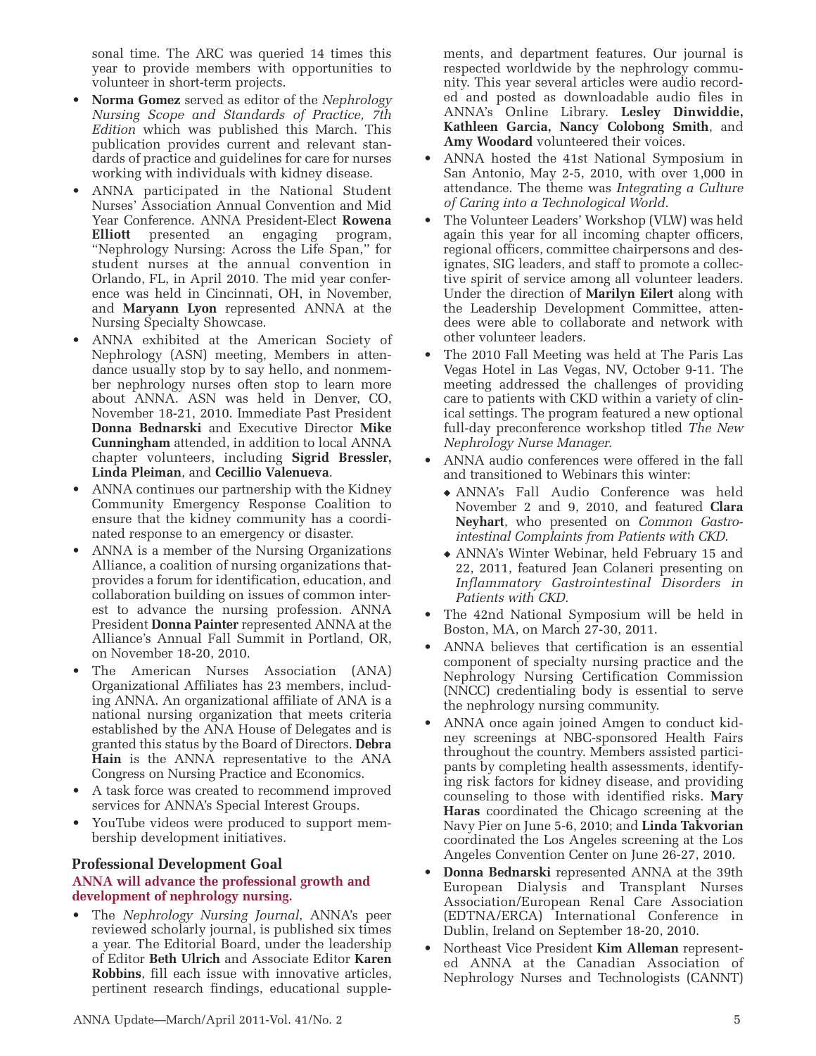sonal time. The ARC was queried 14 times this year to provide members with opportunities to volunteer in short-term projects.

- **Norma Gomez** served as editor of the *Nephrology Nursing Scope and Standards of Practice, 7th Edition* which was published this March. This publication provides current and relevant standards of practice and guidelines for care for nurses working with individuals with kidney disease.
- ANNA participated in the National Student Nurses' Association Annual Convention and Mid Year Conference. ANNA President-Elect **Rowena Elliott** presented an engaging program, "Nephrology Nursing: Across the Life Span," for student nurses at the annual convention in Orlando, FL, in April 2010. The mid year conference was held in Cincinnati, OH, in November, and **Maryann Lyon** represented ANNA at the Nursing Specialty Showcase.
- ANNA exhibited at the American Society of Nephrology (ASN) meeting, Members in attendance usually stop by to say hello, and nonmember nephrology nurses often stop to learn more about ANNA. ASN was held in Denver, CO, November 18-21, 2010. Immediate Past President **Donna Bednarski** and Executive Director **Mike Cunningham** attended, in addition to local ANNA chapter volunteers, including **Sigrid Bressler, Linda Pleiman**, and **Cecillio Valenueva**.
- ANNA continues our partnership with the Kidney Community Emergency Response Coalition to ensure that the kidney community has a coordinated response to an emergency or disaster.
- ANNA is a member of the Nursing Organizations Alliance, a coalition of nursing organizations thatprovides a forum for identification, education, and collaboration building on issues of common interest to advance the nursing profession. ANNA President **Donna Painter** represented ANNA at the Alliance's Annual Fall Summit in Portland, OR, on November 18-20, 2010.
- The American Nurses Association (ANA) Organizational Affiliates has 23 members, including ANNA. An organizational affiliate of ANA is a national nursing organization that meets criteria established by the ANA House of Delegates and is granted this status by the Board of Directors. **Debra Hain** is the ANNA representative to the ANA Congress on Nursing Practice and Economics.
- A task force was created to recommend improved services for ANNA's Special Interest Groups.
- YouTube videos were produced to support membership development initiatives.

### Professional Development Goal

**ANNA will advance the professional growth and development of nephrology nursing.**

- The *Nephrology Nursing Journal*, ANNA's peer reviewed scholarly journal, is published six times a year. The Editorial Board, under the leadership of Editor **Beth Ulrich** and Associate Editor **Karen Robbins**, fill each issue with innovative articles, pertinent research findings, educational supplements, and department features. Our journal is respected worldwide by the nephrology community. This year several articles were audio recorded and posted as downloadable audio files in ANNA's Online Library. **Lesley Dinwiddie, Kathleen Garcia, Nancy Colobong Smith**, and **Amy Woodard** volunteered their voices.
- ANNA hosted the 41st National Symposium in San Antonio, May 2-5, 2010, with over 1,000 in attendance. The theme was *Integrating a Culture of Caring into a Technological World.*
- The Volunteer Leaders' Workshop (VLW) was held again this year for all incoming chapter officers, regional officers, committee chairpersons and designates, SIG leaders, and staff to promote a collective spirit of service among all volunteer leaders. Under the direction of **Marilyn Eilert** along with the Leadership Development Committee, attendees were able to collaborate and network with other volunteer leaders.
- The 2010 Fall Meeting was held at The Paris Las Vegas Hotel in Las Vegas, NV, October 9-11. The meeting addressed the challenges of providing care to patients with CKD within a variety of clinical settings. The program featured a new optional full-day preconference workshop titled *The New Nephrology Nurse Manager.*
- ANNA audio conferences were offered in the fall and transitioned to Webinars this winter:
  - ANNA's Fall Audio Conference was held November 2 and 9, 2010, and featured **Clara Neyhart**, who presented on *Common Gastrointestinal Complaints from Patients with CKD.*
  - ANNA's Winter Webinar, held February 15 and 22, 2011, featured Jean Colaneri presenting on *Inflammatory Gastrointestinal Disorders in Patients with CKD.*
- The 42nd National Symposium will be held in Boston, MA, on March 27-30, 2011.
- ANNA believes that certification is an essential component of specialty nursing practice and the Nephrology Nursing Certification Commission (NNCC) credentialing body is essential to serve the nephrology nursing community.
- ANNA once again joined Amgen to conduct kidney screenings at NBC-sponsored Health Fairs throughout the country. Members assisted participants by completing health assessments, identifying risk factors for kidney disease, and providing counseling to those with identified risks. **Mary Haras** coordinated the Chicago screening at the Navy Pier on June 5-6, 2010; and **Linda Takvorian** coordinated the Los Angeles screening at the Los Angeles Convention Center on June 26-27, 2010.
- **Donna Bednarski** represented ANNA at the 39th European Dialysis and Transplant Nurses Association/European Renal Care Association (EDTNA/ERCA) International Conference in Dublin, Ireland on September 18-20, 2010.
- Northeast Vice President **Kim Alleman** represented ANNA at the Canadian Association of Nephrology Nurses and Technologists (CANNT)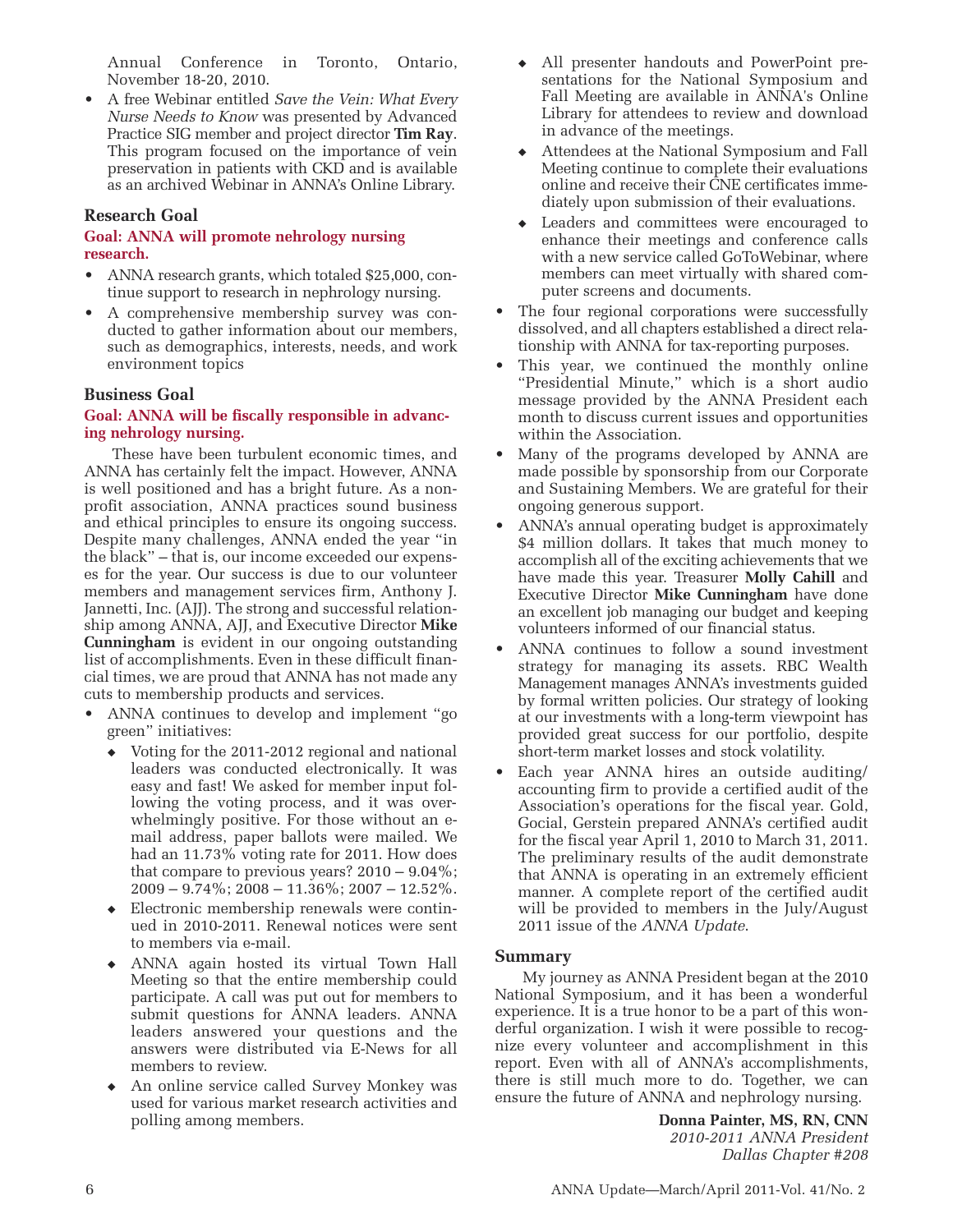Annual Conference in Toronto, Ontario, November 18-20, 2010.

- A free Webinar entitled *Save the Vein: What Every Nurse Needs to Know* was presented by Advanced Practice SIG member and project director **Tim Ray**. This program focused on the importance of vein preservation in patients with CKD and is available as an archived Webinar in ANNA's Online Library.

### Research Goal

**Goal: ANNA will promote nehrology nursing research.**

- ANNA research grants, which totaled $25,000, continue support to research in nephrology nursing.
- A comprehensive membership survey was conducted to gather information about our members, such as demographics, interests, needs, and work environment topics

### Business Goal

**Goal: ANNA will be fiscally responsible in advancing nehrology nursing.**

These have been turbulent economic times, and ANNA has certainly felt the impact. However, ANNA is well positioned and has a bright future. As a non-profit association, ANNA practices sound business and ethical principles to ensure its ongoing success. Despite many challenges, ANNA ended the year "in the black" – that is, our income exceeded our expenses for the year. Our success is due to our volunteer members and management services firm, Anthony J. Jannetti, Inc. (AJJ). The strong and successful relationship among ANNA, AJJ, and Executive Director **Mike Cunningham** is evident in our ongoing outstanding list of accomplishments. Even in these difficult financial times, we are proud that ANNA has not made any cuts to membership products and services.

- ANNA continues to develop and implement "go green" initiatives:
  - Voting for the 2011-2012 regional and national leaders was conducted electronically. It was easy and fast! We asked for member input following the voting process, and it was overwhelmingly positive. For those without an e-mail address, paper ballots were mailed. We had an 11.73% voting rate for 2011. How does that compare to previous years? 2010 – 9.04%; 2009 – 9.74%; 2008 – 11.36%; 2007 – 12.52%.
  - Electronic membership renewals were continued in 2010-2011. Renewal notices were sent to members via e-mail.
  - ANNA again hosted its virtual Town Hall Meeting so that the entire membership could participate. A call was put out for members to submit questions for ANNA leaders. ANNA leaders answered your questions and the answers were distributed via E-News for all members to review.
  - An online service called Survey Monkey was used for various market research activities and polling among members.
  - All presenter handouts and PowerPoint presentations for the National Symposium and Fall Meeting are available in ANNA's Online Library for attendees to review and download in advance of the meetings.
  - Attendees at the National Symposium and Fall Meeting continue to complete their evaluations online and receive their CNE certificates immediately upon submission of their evaluations.
  - Leaders and committees were encouraged to enhance their meetings and conference calls with a new service called GoToWebinar, where members can meet virtually with shared computer screens and documents.
- The four regional corporations were successfully dissolved, and all chapters established a direct relationship with ANNA for tax-reporting purposes.
- This year, we continued the monthly online "Presidential Minute," which is a short audio message provided by the ANNA President each month to discuss current issues and opportunities within the Association.
- Many of the programs developed by ANNA are made possible by sponsorship from our Corporate and Sustaining Members. We are grateful for their ongoing generous support.
- ANNA's annual operating budget is approximately $4 million dollars. It takes that much money to accomplish all of the exciting achievements that we have made this year. Treasurer **Molly Cahill** and Executive Director **Mike Cunningham** have done an excellent job managing our budget and keeping volunteers informed of our financial status.
- ANNA continues to follow a sound investment strategy for managing its assets. RBC Wealth Management manages ANNA's investments guided by formal written policies. Our strategy of looking at our investments with a long-term viewpoint has provided great success for our portfolio, despite short-term market losses and stock volatility.
- Each year ANNA hires an outside auditing/accounting firm to provide a certified audit of the Association's operations for the fiscal year. Gold, Gocial, Gerstein prepared ANNA's certified audit for the fiscal year April 1, 2010 to March 31, 2011. The preliminary results of the audit demonstrate that ANNA is operating in an extremely efficient manner. A complete report of the certified audit will be provided to members in the July/August 2011 issue of the *ANNA Update*.

### Summary

My journey as ANNA President began at the 2010 National Symposium, and it has been a wonderful experience. It is a true honor to be a part of this wonderful organization. I wish it were possible to recognize every volunteer and accomplishment in this report. Even with all of ANNA's accomplishments, there is still much more to do. Together, we can ensure the future of ANNA and nephrology nursing.

**Donna Painter, MS, RN, CNN**
*2010-2011 ANNA President*
*Dallas Chapter #208*